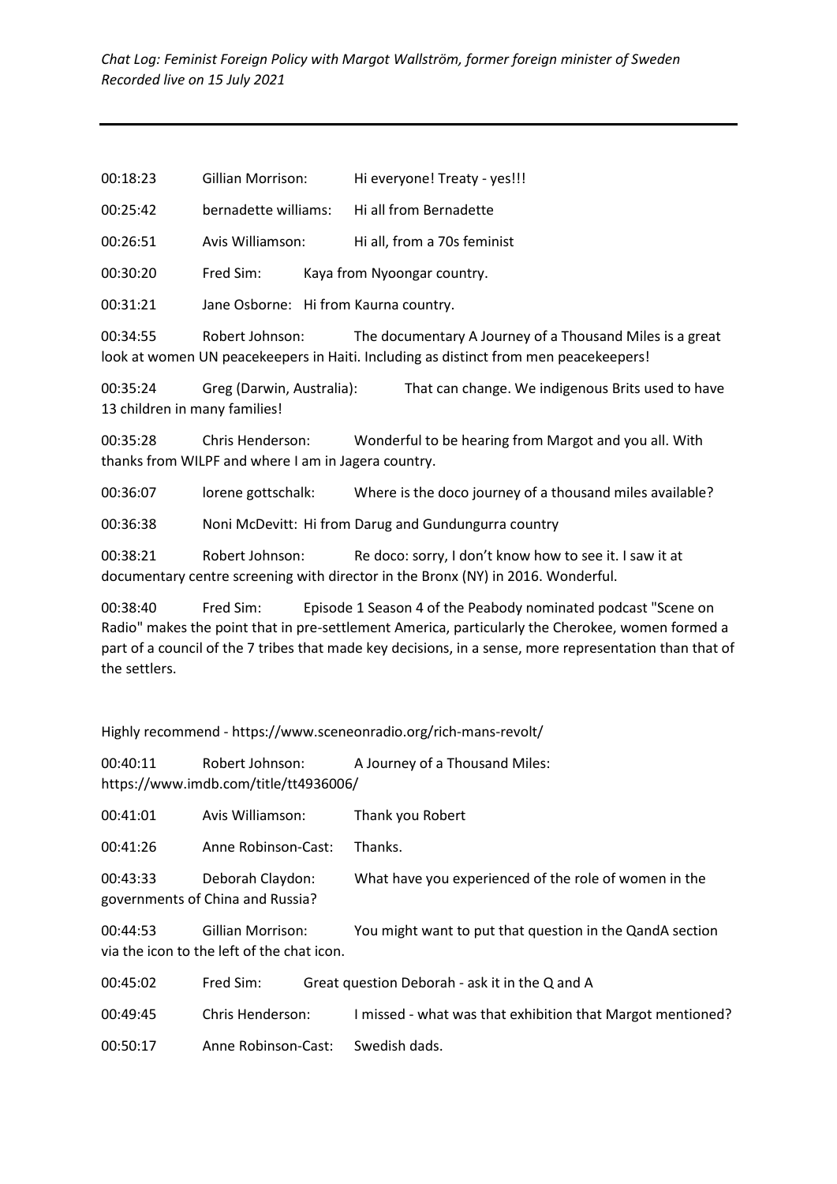*Chat Log: Feminist Foreign Policy with Margot Wallström, former foreign minister of Sweden*
*Recorded live on 15 July 2021*

---

00:18:23 Gillian Morrison: Hi everyone! Treaty - yes!!!

00:25:42 bernadette williams: Hi all from Bernadette

00:26:51 Avis Williamson: Hi all, from a 70s feminist

00:30:20 Fred Sim: Kaya from Nyoongar country.

00:31:21 Jane Osborne: Hi from Kaurna country.

00:34:55 Robert Johnson: The documentary A Journey of a Thousand Miles is a great look at women UN peacekeepers in Haiti. Including as distinct from men peacekeepers!

00:35:24 Greg (Darwin, Australia): That can change. We indigenous Brits used to have 13 children in many families!

00:35:28 Chris Henderson: Wonderful to be hearing from Margot and you all. With thanks from WILPF and where I am in Jagera country.

00:36:07 lorene gottschalk: Where is the doco journey of a thousand miles available?

00:36:38 Noni McDevitt: Hi from Darug and Gundungurra country

00:38:21 Robert Johnson: Re doco: sorry, I don't know how to see it. I saw it at documentary centre screening with director in the Bronx (NY) in 2016. Wonderful.

00:38:40 Fred Sim: Episode 1 Season 4 of the Peabody nominated podcast "Scene on Radio" makes the point that in pre-settlement America, particularly the Cherokee, women formed a part of a council of the 7 tribes that made key decisions, in a sense, more representation than that of the settlers.

Highly recommend - https://www.sceneonradio.org/rich-mans-revolt/

00:40:11 Robert Johnson: A Journey of a Thousand Miles: https://www.imdb.com/title/tt4936006/

00:41:01 Avis Williamson: Thank you Robert

00:41:26 Anne Robinson-Cast: Thanks.

00:43:33 Deborah Claydon: What have you experienced of the role of women in the governments of China and Russia?

00:44:53 Gillian Morrison: You might want to put that question in the QandA section via the icon to the left of the chat icon.

00:45:02 Fred Sim: Great question Deborah - ask it in the Q and A

00:49:45 Chris Henderson: I missed - what was that exhibition that Margot mentioned?

00:50:17 Anne Robinson-Cast: Swedish dads.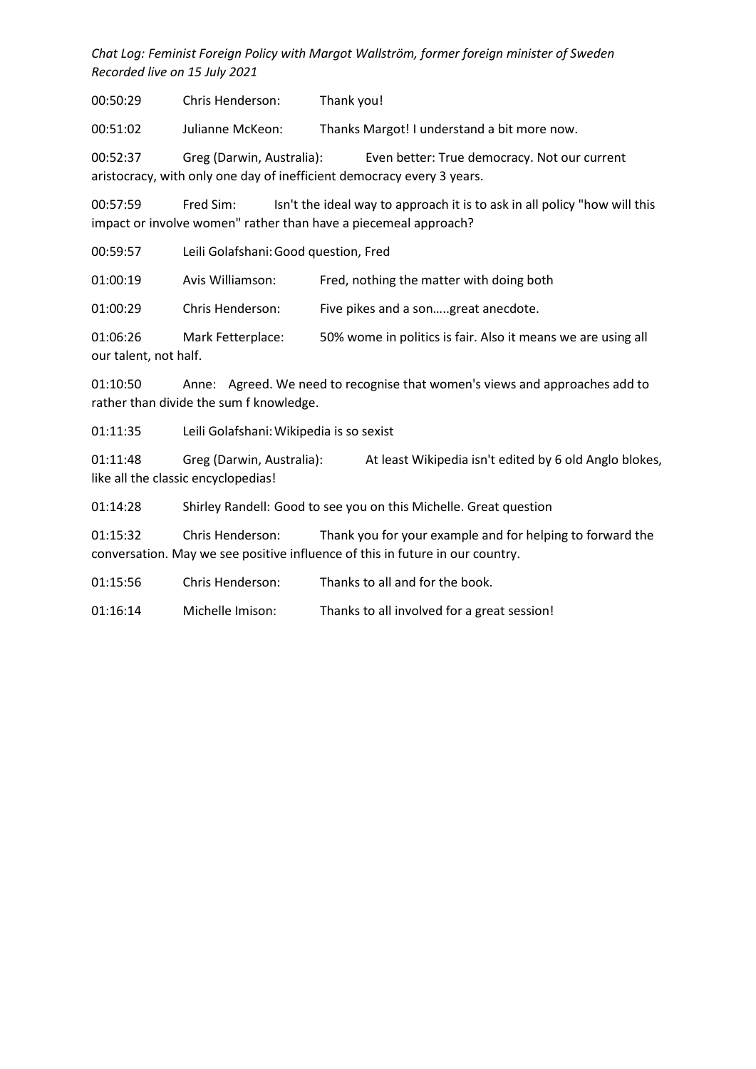*Chat Log: Feminist Foreign Policy with Margot Wallström, former foreign minister of Sweden*
*Recorded live on 15 July 2021*

00:50:29 Chris Henderson: Thank you!

00:51:02 Julianne McKeon: Thanks Margot! I understand a bit more now.

00:52:37 Greg (Darwin, Australia): Even better: True democracy. Not our current aristocracy, with only one day of inefficient democracy every 3 years.

00:57:59 Fred Sim: Isn't the ideal way to approach it is to ask in all policy "how will this impact or involve women" rather than have a piecemeal approach?

00:59:57 Leili Golafshani: Good question, Fred

01:00:19 Avis Williamson: Fred, nothing the matter with doing both

01:00:29 Chris Henderson: Five pikes and a son.....great anecdote.

01:06:26 Mark Fetterplace: 50% wome in politics is fair. Also it means we are using all our talent, not half.

01:10:50 Anne: Agreed. We need to recognise that women's views and approaches add to rather than divide the sum f knowledge.

01:11:35 Leili Golafshani: Wikipedia is so sexist

01:11:48 Greg (Darwin, Australia): At least Wikipedia isn't edited by 6 old Anglo blokes, like all the classic encyclopedias!

01:14:28 Shirley Randell: Good to see you on this Michelle. Great question

01:15:32 Chris Henderson: Thank you for your example and for helping to forward the conversation. May we see positive influence of this in future in our country.

01:15:56 Chris Henderson: Thanks to all and for the book.

01:16:14 Michelle Imison: Thanks to all involved for a great session!